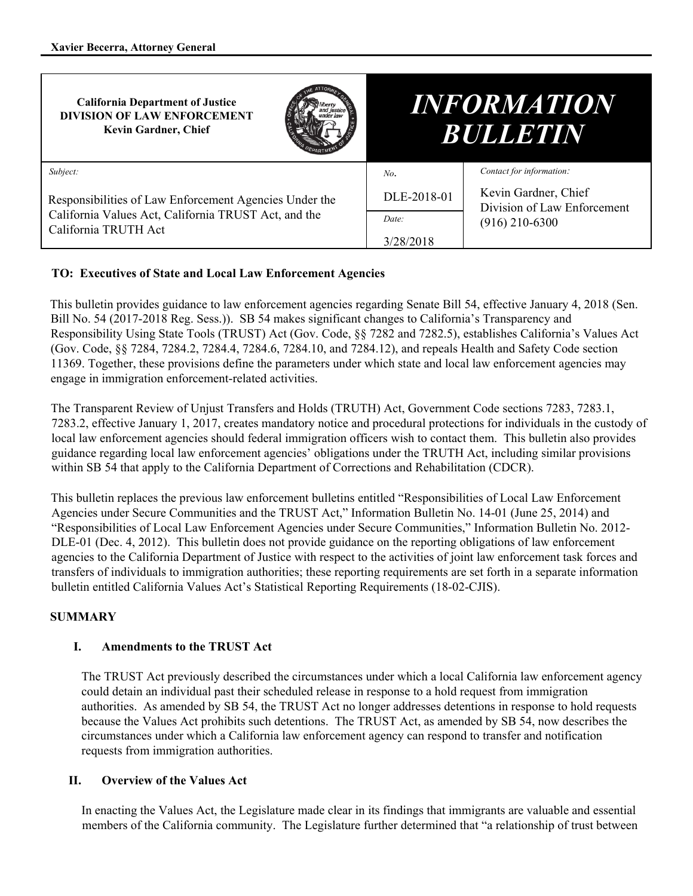**Xavier Becerra, Attorney General**

| **California Department of Justice**<br>**DIVISION OF LAW ENFORCEMENT**<br>**Kevin Gardner, Chief** | ***INFORMATION BULLETIN*** | |
|---|---|---|
| *Subject:*<br><br>Responsibilities of Law Enforcement Agencies Under the California Values Act, California TRUST Act, and the California TRUTH Act | *No.*<br>DLE-2018-01<br><br>*Date:*<br>3/28/2018 | *Contact for information:*<br><br>Kevin Gardner, Chief<br>Division of Law Enforcement<br>(916) 210-6300 |

**TO: Executives of State and Local Law Enforcement Agencies**

This bulletin provides guidance to law enforcement agencies regarding Senate Bill 54, effective January 4, 2018 (Sen. Bill No. 54 (2017-2018 Reg. Sess.)). SB 54 makes significant changes to California's Transparency and Responsibility Using State Tools (TRUST) Act (Gov. Code, §§ 7282 and 7282.5), establishes California's Values Act (Gov. Code, §§ 7284, 7284.2, 7284.4, 7284.6, 7284.10, and 7284.12), and repeals Health and Safety Code section 11369. Together, these provisions define the parameters under which state and local law enforcement agencies may engage in immigration enforcement-related activities.

The Transparent Review of Unjust Transfers and Holds (TRUTH) Act, Government Code sections 7283, 7283.1, 7283.2, effective January 1, 2017, creates mandatory notice and procedural protections for individuals in the custody of local law enforcement agencies should federal immigration officers wish to contact them. This bulletin also provides guidance regarding local law enforcement agencies' obligations under the TRUTH Act, including similar provisions within SB 54 that apply to the California Department of Corrections and Rehabilitation (CDCR).

This bulletin replaces the previous law enforcement bulletins entitled "Responsibilities of Local Law Enforcement Agencies under Secure Communities and the TRUST Act," Information Bulletin No. 14-01 (June 25, 2014) and "Responsibilities of Local Law Enforcement Agencies under Secure Communities," Information Bulletin No. 2012-DLE-01 (Dec. 4, 2012). This bulletin does not provide guidance on the reporting obligations of law enforcement agencies to the California Department of Justice with respect to the activities of joint law enforcement task forces and transfers of individuals to immigration authorities; these reporting requirements are set forth in a separate information bulletin entitled California Values Act's Statistical Reporting Requirements (18-02-CJIS).

## SUMMARY

### I. Amendments to the TRUST Act

The TRUST Act previously described the circumstances under which a local California law enforcement agency could detain an individual past their scheduled release in response to a hold request from immigration authorities. As amended by SB 54, the TRUST Act no longer addresses detentions in response to hold requests because the Values Act prohibits such detentions. The TRUST Act, as amended by SB 54, now describes the circumstances under which a California law enforcement agency can respond to transfer and notification requests from immigration authorities.

### II. Overview of the Values Act

In enacting the Values Act, the Legislature made clear in its findings that immigrants are valuable and essential members of the California community. The Legislature further determined that "a relationship of trust between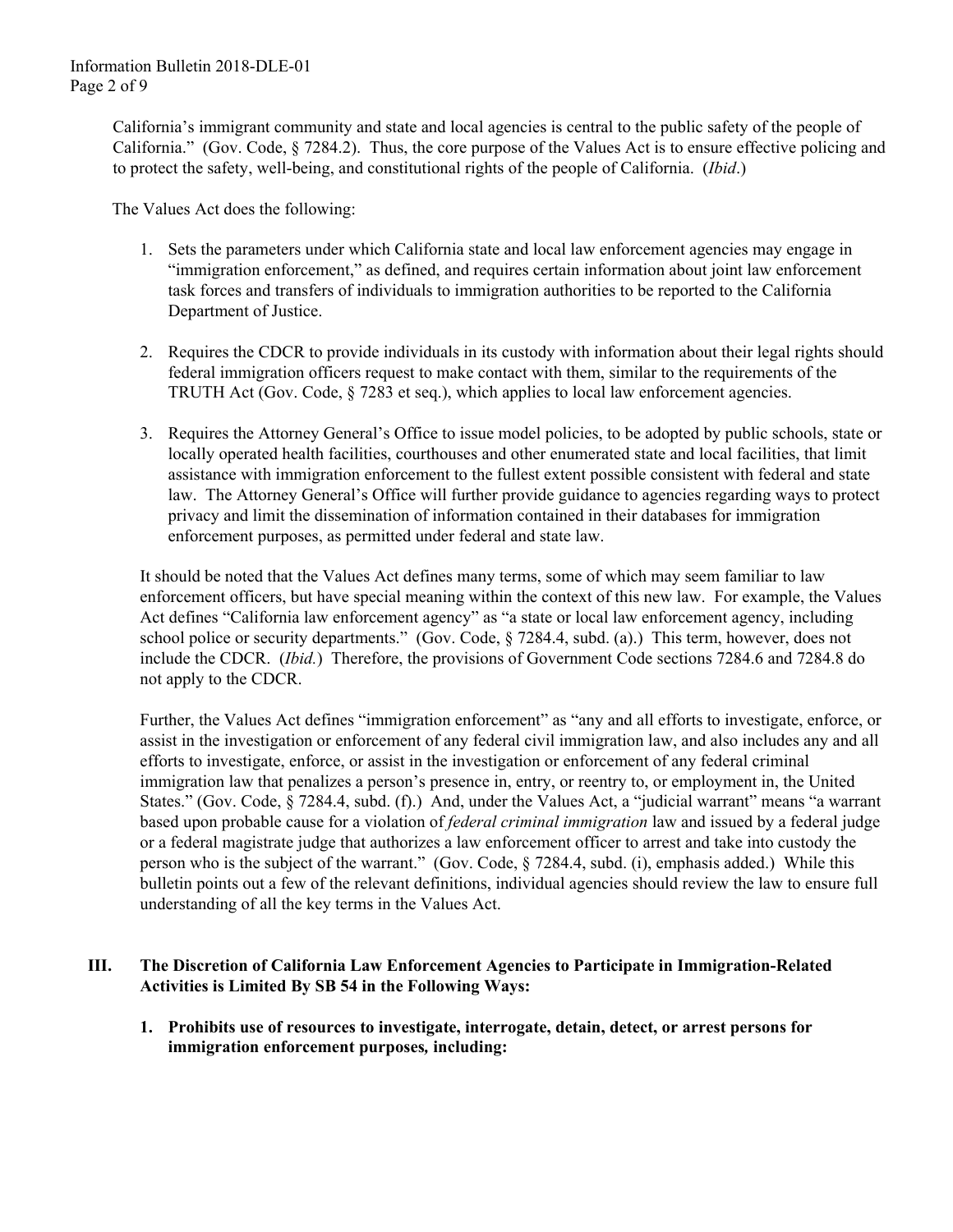California's immigrant community and state and local agencies is central to the public safety of the people of California." (Gov. Code, § 7284.2). Thus, the core purpose of the Values Act is to ensure effective policing and to protect the safety, well-being, and constitutional rights of the people of California. (*Ibid*.)

The Values Act does the following:

1. Sets the parameters under which California state and local law enforcement agencies may engage in "immigration enforcement," as defined, and requires certain information about joint law enforcement task forces and transfers of individuals to immigration authorities to be reported to the California Department of Justice.

2. Requires the CDCR to provide individuals in its custody with information about their legal rights should federal immigration officers request to make contact with them, similar to the requirements of the TRUTH Act (Gov. Code, § 7283 et seq.), which applies to local law enforcement agencies.

3. Requires the Attorney General's Office to issue model policies, to be adopted by public schools, state or locally operated health facilities, courthouses and other enumerated state and local facilities, that limit assistance with immigration enforcement to the fullest extent possible consistent with federal and state law. The Attorney General's Office will further provide guidance to agencies regarding ways to protect privacy and limit the dissemination of information contained in their databases for immigration enforcement purposes, as permitted under federal and state law.

It should be noted that the Values Act defines many terms, some of which may seem familiar to law enforcement officers, but have special meaning within the context of this new law. For example, the Values Act defines "California law enforcement agency" as "a state or local law enforcement agency, including school police or security departments." (Gov. Code, § 7284.4, subd. (a).) This term, however, does not include the CDCR. (*Ibid.*) Therefore, the provisions of Government Code sections 7284.6 and 7284.8 do not apply to the CDCR.

Further, the Values Act defines "immigration enforcement" as "any and all efforts to investigate, enforce, or assist in the investigation or enforcement of any federal civil immigration law, and also includes any and all efforts to investigate, enforce, or assist in the investigation or enforcement of any federal criminal immigration law that penalizes a person's presence in, entry, or reentry to, or employment in, the United States." (Gov. Code, § 7284.4, subd. (f).) And, under the Values Act, a "judicial warrant" means "a warrant based upon probable cause for a violation of *federal criminal immigration* law and issued by a federal judge or a federal magistrate judge that authorizes a law enforcement officer to arrest and take into custody the person who is the subject of the warrant." (Gov. Code, § 7284.4, subd. (i), emphasis added.) While this bulletin points out a few of the relevant definitions, individual agencies should review the law to ensure full understanding of all the key terms in the Values Act.

## III. The Discretion of California Law Enforcement Agencies to Participate in Immigration-Related Activities is Limited By SB 54 in the Following Ways:

### 1. Prohibits use of resources to investigate, interrogate, detain, detect, or arrest persons for immigration enforcement purposes, including: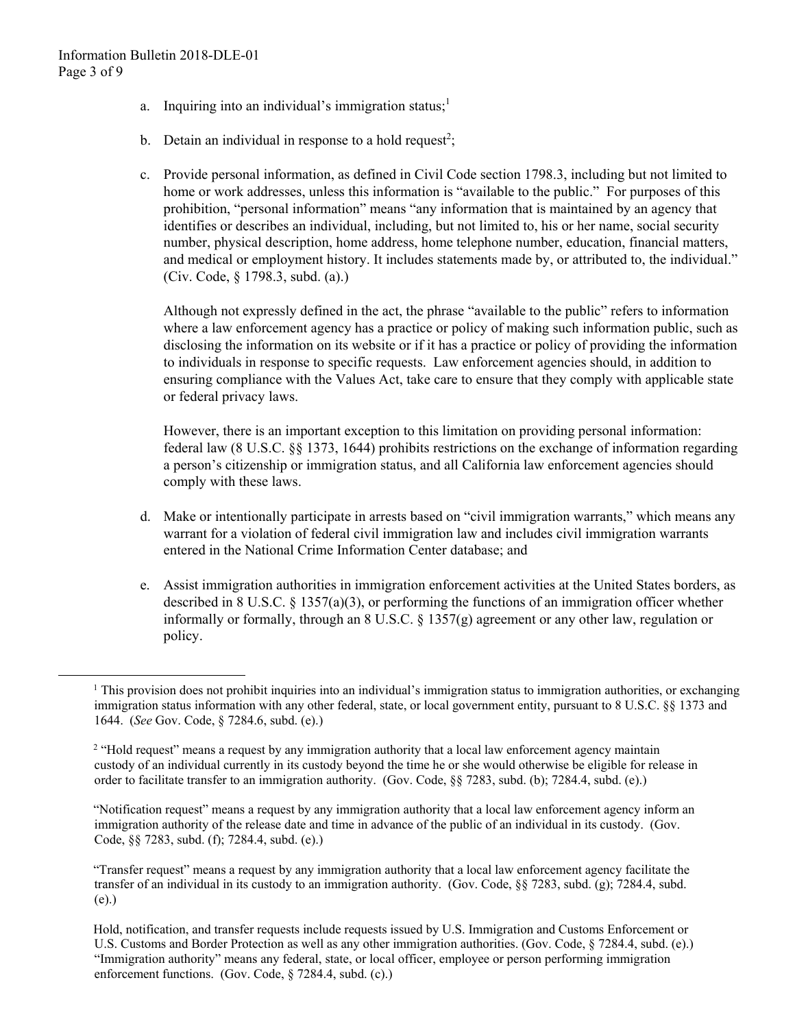a. Inquiring into an individual's immigration status;[1]

b. Detain an individual in response to a hold request[2];

c. Provide personal information, as defined in Civil Code section 1798.3, including but not limited to home or work addresses, unless this information is "available to the public." For purposes of this prohibition, "personal information" means "any information that is maintained by an agency that identifies or describes an individual, including, but not limited to, his or her name, social security number, physical description, home address, home telephone number, education, financial matters, and medical or employment history. It includes statements made by, or attributed to, the individual." (Civ. Code, § 1798.3, subd. (a).)

   Although not expressly defined in the act, the phrase "available to the public" refers to information where a law enforcement agency has a practice or policy of making such information public, such as disclosing the information on its website or if it has a practice or policy of providing the information to individuals in response to specific requests. Law enforcement agencies should, in addition to ensuring compliance with the Values Act, take care to ensure that they comply with applicable state or federal privacy laws.

   However, there is an important exception to this limitation on providing personal information: federal law (8 U.S.C. §§ 1373, 1644) prohibits restrictions on the exchange of information regarding a person's citizenship or immigration status, and all California law enforcement agencies should comply with these laws.

d. Make or intentionally participate in arrests based on "civil immigration warrants," which means any warrant for a violation of federal civil immigration law and includes civil immigration warrants entered in the National Crime Information Center database; and

e. Assist immigration authorities in immigration enforcement activities at the United States borders, as described in 8 U.S.C. § 1357(a)(3), or performing the functions of an immigration officer whether informally or formally, through an 8 U.S.C. § 1357(g) agreement or any other law, regulation or policy.

---

[1] This provision does not prohibit inquiries into an individual's immigration status to immigration authorities, or exchanging immigration status information with any other federal, state, or local government entity, pursuant to 8 U.S.C. §§ 1373 and 1644. (*See* Gov. Code, § 7284.6, subd. (e).)

[2] "Hold request" means a request by any immigration authority that a local law enforcement agency maintain custody of an individual currently in its custody beyond the time he or she would otherwise be eligible for release in order to facilitate transfer to an immigration authority. (Gov. Code, §§ 7283, subd. (b); 7284.4, subd. (e).)

"Notification request" means a request by any immigration authority that a local law enforcement agency inform an immigration authority of the release date and time in advance of the public of an individual in its custody. (Gov. Code, §§ 7283, subd. (f); 7284.4, subd. (e).)

"Transfer request" means a request by any immigration authority that a local law enforcement agency facilitate the transfer of an individual in its custody to an immigration authority. (Gov. Code, §§ 7283, subd. (g); 7284.4, subd. (e).)

Hold, notification, and transfer requests include requests issued by U.S. Immigration and Customs Enforcement or U.S. Customs and Border Protection as well as any other immigration authorities. (Gov. Code, § 7284.4, subd. (e).) "Immigration authority" means any federal, state, or local officer, employee or person performing immigration enforcement functions. (Gov. Code, § 7284.4, subd. (c).)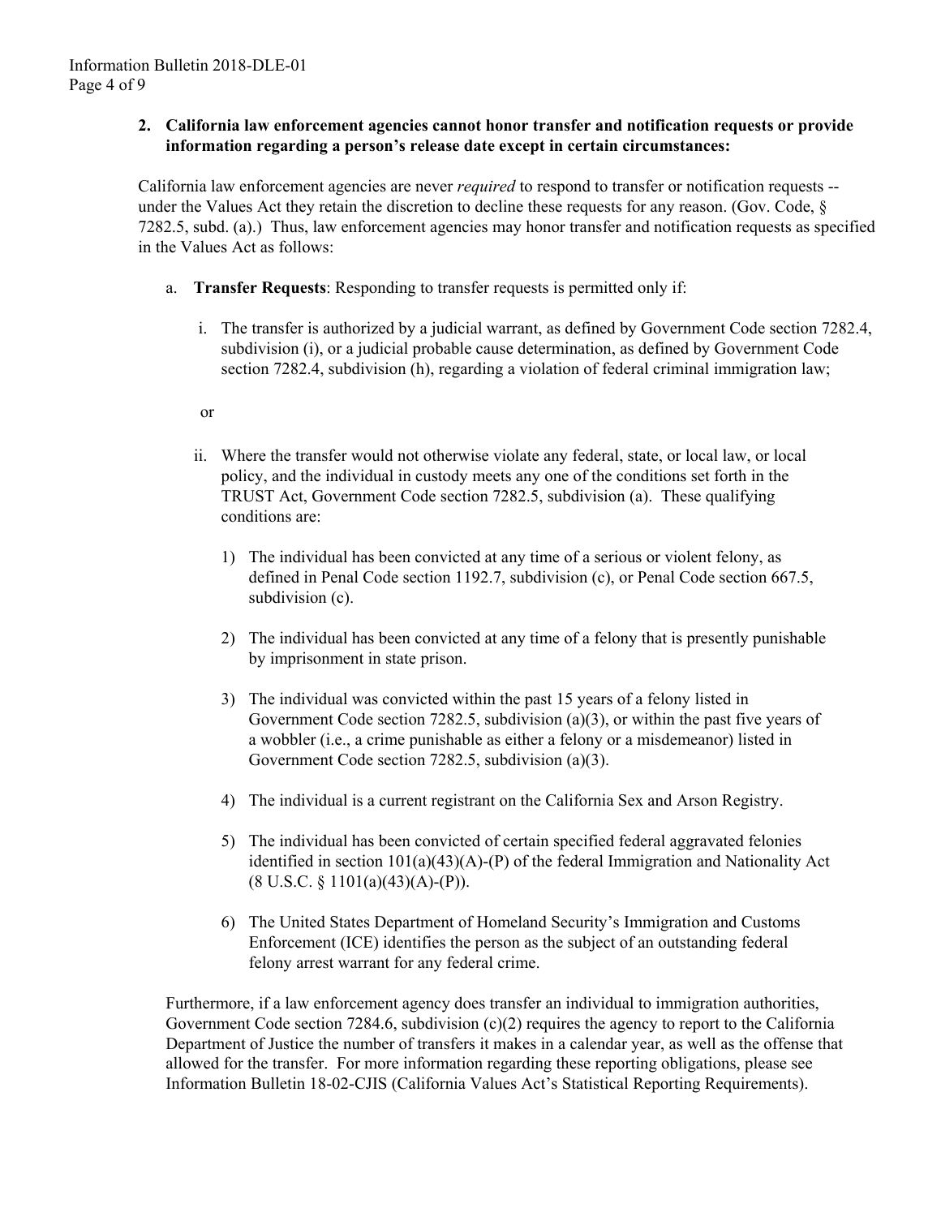2. **California law enforcement agencies cannot honor transfer and notification requests or provide information regarding a person's release date except in certain circumstances:**

California law enforcement agencies are never *required* to respond to transfer or notification requests -- under the Values Act they retain the discretion to decline these requests for any reason. (Gov. Code, § 7282.5, subd. (a).) Thus, law enforcement agencies may honor transfer and notification requests as specified in the Values Act as follows:

a. **Transfer Requests**: Responding to transfer requests is permitted only if:

   i. The transfer is authorized by a judicial warrant, as defined by Government Code section 7282.4, subdivision (i), or a judicial probable cause determination, as defined by Government Code section 7282.4, subdivision (h), regarding a violation of federal criminal immigration law;

   or

   ii. Where the transfer would not otherwise violate any federal, state, or local law, or local policy, and the individual in custody meets any one of the conditions set forth in the TRUST Act, Government Code section 7282.5, subdivision (a). These qualifying conditions are:

      1) The individual has been convicted at any time of a serious or violent felony, as defined in Penal Code section 1192.7, subdivision (c), or Penal Code section 667.5, subdivision (c).

      2) The individual has been convicted at any time of a felony that is presently punishable by imprisonment in state prison.

      3) The individual was convicted within the past 15 years of a felony listed in Government Code section 7282.5, subdivision (a)(3), or within the past five years of a wobbler (i.e., a crime punishable as either a felony or a misdemeanor) listed in Government Code section 7282.5, subdivision (a)(3).

      4) The individual is a current registrant on the California Sex and Arson Registry.

      5) The individual has been convicted of certain specified federal aggravated felonies identified in section 101(a)(43)(A)-(P) of the federal Immigration and Nationality Act (8 U.S.C. § 1101(a)(43)(A)-(P)).

      6) The United States Department of Homeland Security's Immigration and Customs Enforcement (ICE) identifies the person as the subject of an outstanding federal felony arrest warrant for any federal crime.

Furthermore, if a law enforcement agency does transfer an individual to immigration authorities, Government Code section 7284.6, subdivision (c)(2) requires the agency to report to the California Department of Justice the number of transfers it makes in a calendar year, as well as the offense that allowed for the transfer. For more information regarding these reporting obligations, please see Information Bulletin 18-02-CJIS (California Values Act's Statistical Reporting Requirements).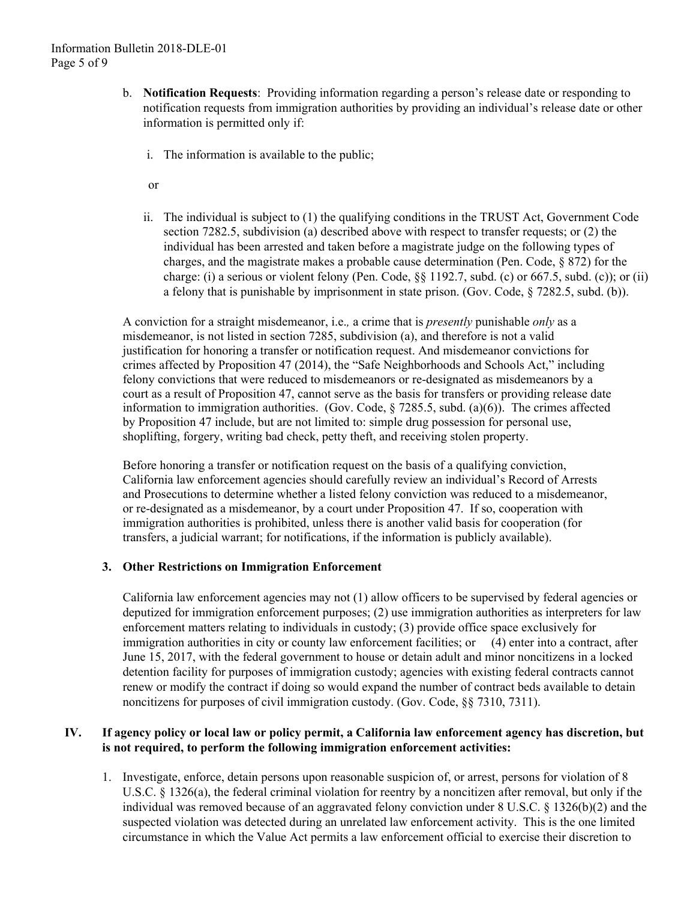b. **Notification Requests**: Providing information regarding a person's release date or responding to notification requests from immigration authorities by providing an individual's release date or other information is permitted only if:

   i. The information is available to the public;

   or

   ii. The individual is subject to (1) the qualifying conditions in the TRUST Act, Government Code section 7282.5, subdivision (a) described above with respect to transfer requests; or (2) the individual has been arrested and taken before a magistrate judge on the following types of charges, and the magistrate makes a probable cause determination (Pen. Code, § 872) for the charge: (i) a serious or violent felony (Pen. Code, §§ 1192.7, subd. (c) or 667.5, subd. (c)); or (ii) a felony that is punishable by imprisonment in state prison. (Gov. Code, § 7282.5, subd. (b)).

A conviction for a straight misdemeanor, i.e., a crime that is *presently* punishable *only* as a misdemeanor, is not listed in section 7285, subdivision (a), and therefore is not a valid justification for honoring a transfer or notification request. And misdemeanor convictions for crimes affected by Proposition 47 (2014), the "Safe Neighborhoods and Schools Act," including felony convictions that were reduced to misdemeanors or re-designated as misdemeanors by a court as a result of Proposition 47, cannot serve as the basis for transfers or providing release date information to immigration authorities. (Gov. Code, § 7285.5, subd. (a)(6)). The crimes affected by Proposition 47 include, but are not limited to: simple drug possession for personal use, shoplifting, forgery, writing bad check, petty theft, and receiving stolen property.

Before honoring a transfer or notification request on the basis of a qualifying conviction, California law enforcement agencies should carefully review an individual's Record of Arrests and Prosecutions to determine whether a listed felony conviction was reduced to a misdemeanor, or re-designated as a misdemeanor, by a court under Proposition 47. If so, cooperation with immigration authorities is prohibited, unless there is another valid basis for cooperation (for transfers, a judicial warrant; for notifications, if the information is publicly available).

### 3. Other Restrictions on Immigration Enforcement

California law enforcement agencies may not (1) allow officers to be supervised by federal agencies or deputized for immigration enforcement purposes; (2) use immigration authorities as interpreters for law enforcement matters relating to individuals in custody; (3) provide office space exclusively for immigration authorities in city or county law enforcement facilities; or (4) enter into a contract, after June 15, 2017, with the federal government to house or detain adult and minor noncitizens in a locked detention facility for purposes of immigration custody; agencies with existing federal contracts cannot renew or modify the contract if doing so would expand the number of contract beds available to detain noncitizens for purposes of civil immigration custody. (Gov. Code, §§ 7310, 7311).

## IV. If agency policy or local law or policy permit, a California law enforcement agency has discretion, but is not required, to perform the following immigration enforcement activities:

1. Investigate, enforce, detain persons upon reasonable suspicion of, or arrest, persons for violation of 8 U.S.C. § 1326(a), the federal criminal violation for reentry by a noncitizen after removal, but only if the individual was removed because of an aggravated felony conviction under 8 U.S.C. § 1326(b)(2) and the suspected violation was detected during an unrelated law enforcement activity. This is the one limited circumstance in which the Value Act permits a law enforcement official to exercise their discretion to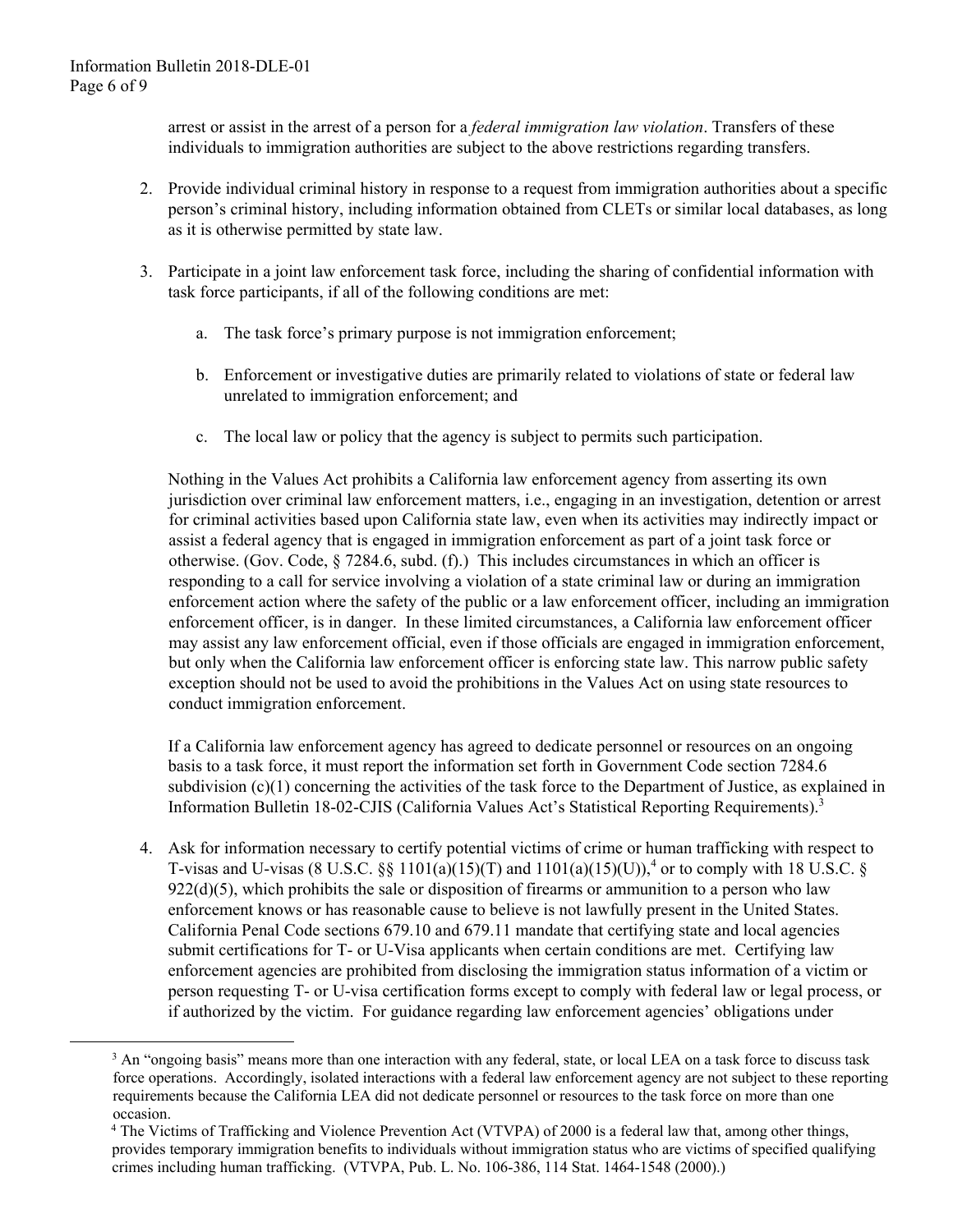arrest or assist in the arrest of a person for a *federal immigration law violation*. Transfers of these individuals to immigration authorities are subject to the above restrictions regarding transfers.

2. Provide individual criminal history in response to a request from immigration authorities about a specific person's criminal history, including information obtained from CLETs or similar local databases, as long as it is otherwise permitted by state law.

3. Participate in a joint law enforcement task force, including the sharing of confidential information with task force participants, if all of the following conditions are met:

   a. The task force's primary purpose is not immigration enforcement;

   b. Enforcement or investigative duties are primarily related to violations of state or federal law unrelated to immigration enforcement; and

   c. The local law or policy that the agency is subject to permits such participation.

   Nothing in the Values Act prohibits a California law enforcement agency from asserting its own jurisdiction over criminal law enforcement matters, i.e., engaging in an investigation, detention or arrest for criminal activities based upon California state law, even when its activities may indirectly impact or assist a federal agency that is engaged in immigration enforcement as part of a joint task force or otherwise. (Gov. Code, § 7284.6, subd. (f).) This includes circumstances in which an officer is responding to a call for service involving a violation of a state criminal law or during an immigration enforcement action where the safety of the public or a law enforcement officer, including an immigration enforcement officer, is in danger. In these limited circumstances, a California law enforcement officer may assist any law enforcement official, even if those officials are engaged in immigration enforcement, but only when the California law enforcement officer is enforcing state law. This narrow public safety exception should not be used to avoid the prohibitions in the Values Act on using state resources to conduct immigration enforcement.

   If a California law enforcement agency has agreed to dedicate personnel or resources on an ongoing basis to a task force, it must report the information set forth in Government Code section 7284.6 subdivision (c)(1) concerning the activities of the task force to the Department of Justice, as explained in Information Bulletin 18-02-CJIS (California Values Act's Statistical Reporting Requirements).[3]

4. Ask for information necessary to certify potential victims of crime or human trafficking with respect to T-visas and U-visas (8 U.S.C. §§ 1101(a)(15)(T) and 1101(a)(15)(U)),[4] or to comply with 18 U.S.C. § 922(d)(5), which prohibits the sale or disposition of firearms or ammunition to a person who law enforcement knows or has reasonable cause to believe is not lawfully present in the United States. California Penal Code sections 679.10 and 679.11 mandate that certifying state and local agencies submit certifications for T- or U-Visa applicants when certain conditions are met. Certifying law enforcement agencies are prohibited from disclosing the immigration status information of a victim or person requesting T- or U-visa certification forms except to comply with federal law or legal process, or if authorized by the victim. For guidance regarding law enforcement agencies' obligations under

---

[3] An "ongoing basis" means more than one interaction with any federal, state, or local LEA on a task force to discuss task force operations. Accordingly, isolated interactions with a federal law enforcement agency are not subject to these reporting requirements because the California LEA did not dedicate personnel or resources to the task force on more than one occasion.

[4] The Victims of Trafficking and Violence Prevention Act (VTVPA) of 2000 is a federal law that, among other things, provides temporary immigration benefits to individuals without immigration status who are victims of specified qualifying crimes including human trafficking. (VTVPA, Pub. L. No. 106-386, 114 Stat. 1464-1548 (2000).)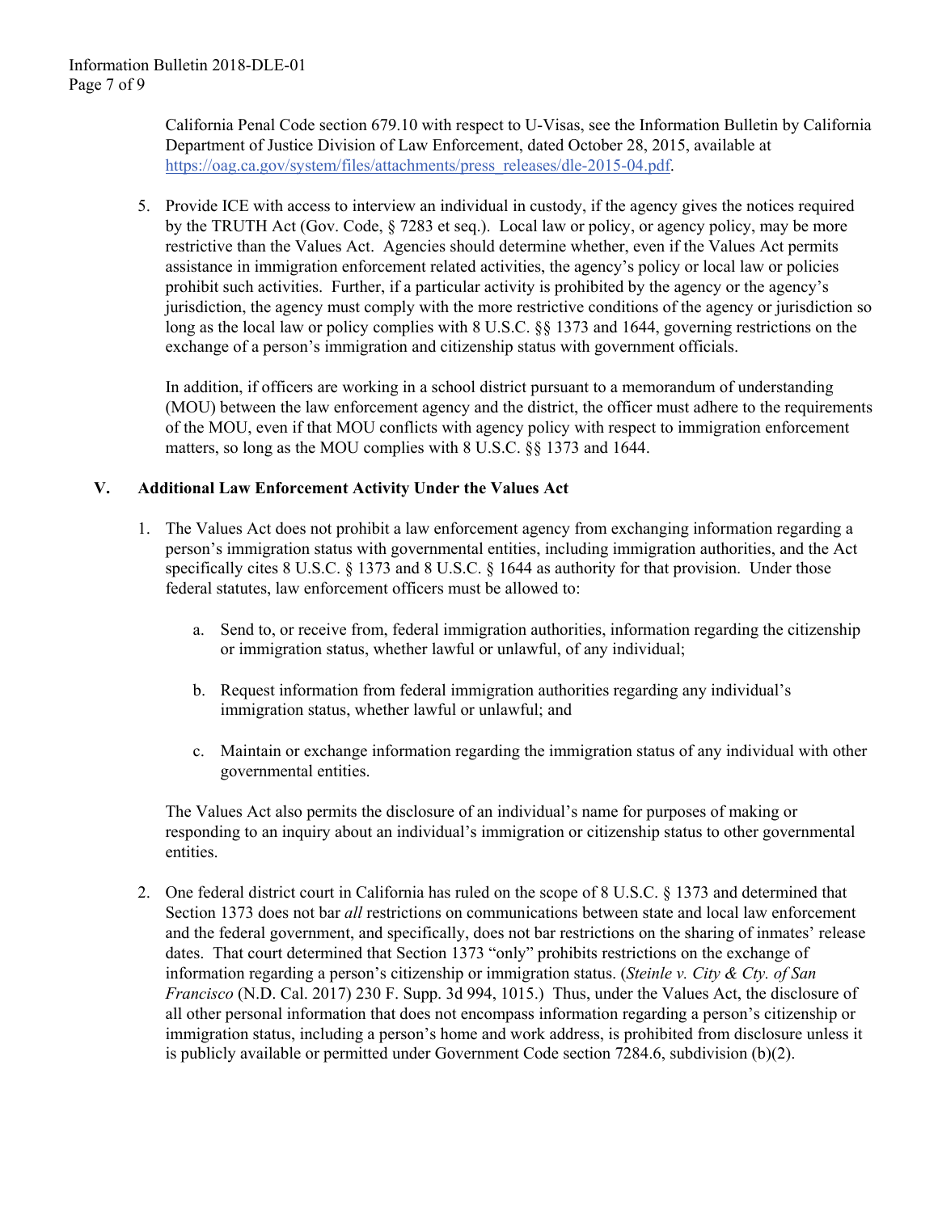California Penal Code section 679.10 with respect to U-Visas, see the Information Bulletin by California Department of Justice Division of Law Enforcement, dated October 28, 2015, available at [https://oag.ca.gov/system/files/attachments/press_releases/dle-2015-04.pdf](https://oag.ca.gov/system/files/attachments/press_releases/dle-2015-04.pdf).

5. Provide ICE with access to interview an individual in custody, if the agency gives the notices required by the TRUTH Act (Gov. Code, § 7283 et seq.). Local law or policy, or agency policy, may be more restrictive than the Values Act. Agencies should determine whether, even if the Values Act permits assistance in immigration enforcement related activities, the agency's policy or local law or policies prohibit such activities. Further, if a particular activity is prohibited by the agency or the agency's jurisdiction, the agency must comply with the more restrictive conditions of the agency or jurisdiction so long as the local law or policy complies with 8 U.S.C. §§ 1373 and 1644, governing restrictions on the exchange of a person's immigration and citizenship status with government officials.

   In addition, if officers are working in a school district pursuant to a memorandum of understanding (MOU) between the law enforcement agency and the district, the officer must adhere to the requirements of the MOU, even if that MOU conflicts with agency policy with respect to immigration enforcement matters, so long as the MOU complies with 8 U.S.C. §§ 1373 and 1644.

## V. Additional Law Enforcement Activity Under the Values Act

1. The Values Act does not prohibit a law enforcement agency from exchanging information regarding a person's immigration status with governmental entities, including immigration authorities, and the Act specifically cites 8 U.S.C. § 1373 and 8 U.S.C. § 1644 as authority for that provision. Under those federal statutes, law enforcement officers must be allowed to:

   a. Send to, or receive from, federal immigration authorities, information regarding the citizenship or immigration status, whether lawful or unlawful, of any individual;

   b. Request information from federal immigration authorities regarding any individual's immigration status, whether lawful or unlawful; and

   c. Maintain or exchange information regarding the immigration status of any individual with other governmental entities.

   The Values Act also permits the disclosure of an individual's name for purposes of making or responding to an inquiry about an individual's immigration or citizenship status to other governmental entities.

2. One federal district court in California has ruled on the scope of 8 U.S.C. § 1373 and determined that Section 1373 does not bar *all* restrictions on communications between state and local law enforcement and the federal government, and specifically, does not bar restrictions on the sharing of inmates' release dates. That court determined that Section 1373 "only" prohibits restrictions on the exchange of information regarding a person's citizenship or immigration status. (*Steinle v. City & Cty. of San Francisco* (N.D. Cal. 2017) 230 F. Supp. 3d 994, 1015.) Thus, under the Values Act, the disclosure of all other personal information that does not encompass information regarding a person's citizenship or immigration status, including a person's home and work address, is prohibited from disclosure unless it is publicly available or permitted under Government Code section 7284.6, subdivision (b)(2).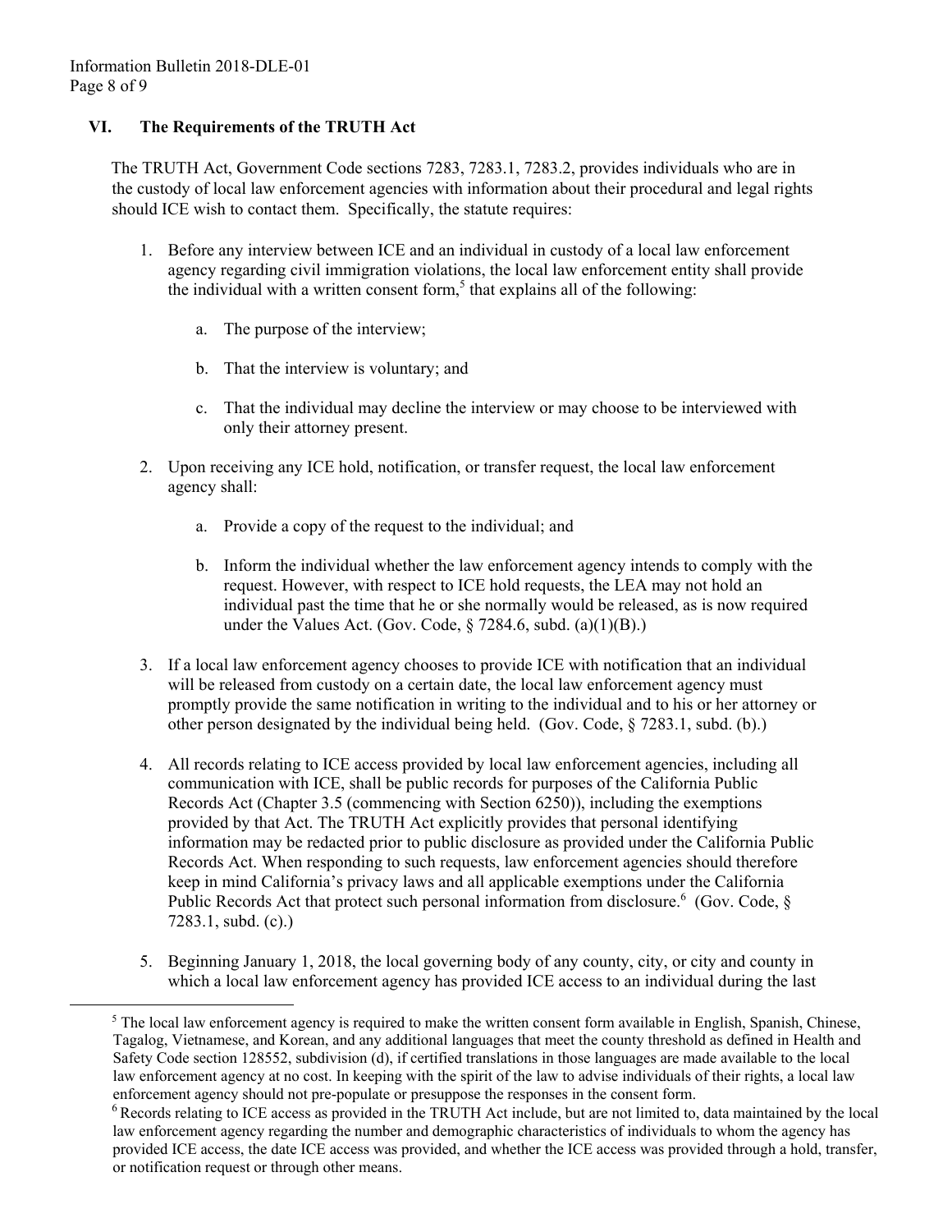## VI. The Requirements of the TRUTH Act

The TRUTH Act, Government Code sections 7283, 7283.1, 7283.2, provides individuals who are in the custody of local law enforcement agencies with information about their procedural and legal rights should ICE wish to contact them. Specifically, the statute requires:

1. Before any interview between ICE and an individual in custody of a local law enforcement agency regarding civil immigration violations, the local law enforcement entity shall provide the individual with a written consent form,[5] that explains all of the following:

   a. The purpose of the interview;

   b. That the interview is voluntary; and

   c. That the individual may decline the interview or may choose to be interviewed with only their attorney present.

2. Upon receiving any ICE hold, notification, or transfer request, the local law enforcement agency shall:

   a. Provide a copy of the request to the individual; and

   b. Inform the individual whether the law enforcement agency intends to comply with the request. However, with respect to ICE hold requests, the LEA may not hold an individual past the time that he or she normally would be released, as is now required under the Values Act. (Gov. Code, § 7284.6, subd. (a)(1)(B).)

3. If a local law enforcement agency chooses to provide ICE with notification that an individual will be released from custody on a certain date, the local law enforcement agency must promptly provide the same notification in writing to the individual and to his or her attorney or other person designated by the individual being held. (Gov. Code, § 7283.1, subd. (b).)

4. All records relating to ICE access provided by local law enforcement agencies, including all communication with ICE, shall be public records for purposes of the California Public Records Act (Chapter 3.5 (commencing with Section 6250)), including the exemptions provided by that Act. The TRUTH Act explicitly provides that personal identifying information may be redacted prior to public disclosure as provided under the California Public Records Act. When responding to such requests, law enforcement agencies should therefore keep in mind California's privacy laws and all applicable exemptions under the California Public Records Act that protect such personal information from disclosure.[6] (Gov. Code, § 7283.1, subd. (c).)

5. Beginning January 1, 2018, the local governing body of any county, city, or city and county in which a local law enforcement agency has provided ICE access to an individual during the last

---

[5] The local law enforcement agency is required to make the written consent form available in English, Spanish, Chinese, Tagalog, Vietnamese, and Korean, and any additional languages that meet the county threshold as defined in Health and Safety Code section 128552, subdivision (d), if certified translations in those languages are made available to the local law enforcement agency at no cost. In keeping with the spirit of the law to advise individuals of their rights, a local law enforcement agency should not pre-populate or presuppose the responses in the consent form.

[6] Records relating to ICE access as provided in the TRUTH Act include, but are not limited to, data maintained by the local law enforcement agency regarding the number and demographic characteristics of individuals to whom the agency has provided ICE access, the date ICE access was provided, and whether the ICE access was provided through a hold, transfer, or notification request or through other means.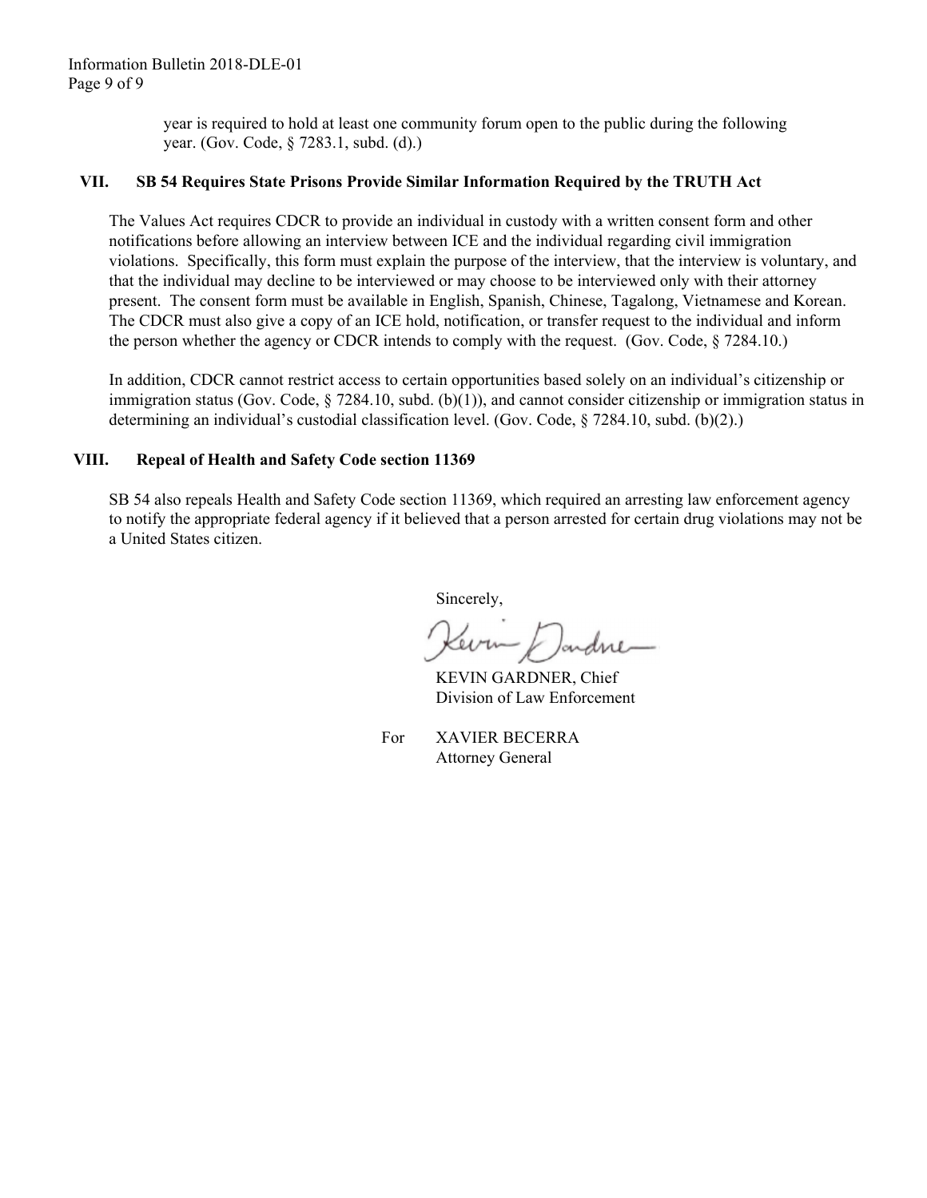year is required to hold at least one community forum open to the public during the following year. (Gov. Code, § 7283.1, subd. (d).)

## VII. SB 54 Requires State Prisons Provide Similar Information Required by the TRUTH Act

The Values Act requires CDCR to provide an individual in custody with a written consent form and other notifications before allowing an interview between ICE and the individual regarding civil immigration violations. Specifically, this form must explain the purpose of the interview, that the interview is voluntary, and that the individual may decline to be interviewed or may choose to be interviewed only with their attorney present. The consent form must be available in English, Spanish, Chinese, Tagalong, Vietnamese and Korean. The CDCR must also give a copy of an ICE hold, notification, or transfer request to the individual and inform the person whether the agency or CDCR intends to comply with the request. (Gov. Code, § 7284.10.)

In addition, CDCR cannot restrict access to certain opportunities based solely on an individual's citizenship or immigration status (Gov. Code, § 7284.10, subd. (b)(1)), and cannot consider citizenship or immigration status in determining an individual's custodial classification level. (Gov. Code, § 7284.10, subd. (b)(2).)

## VIII. Repeal of Health and Safety Code section 11369

SB 54 also repeals Health and Safety Code section 11369, which required an arresting law enforcement agency to notify the appropriate federal agency if it believed that a person arrested for certain drug violations may not be a United States citizen.

Sincerely,

Kevin Gardner

KEVIN GARDNER, Chief
Division of Law Enforcement

For XAVIER BECERRA
Attorney General